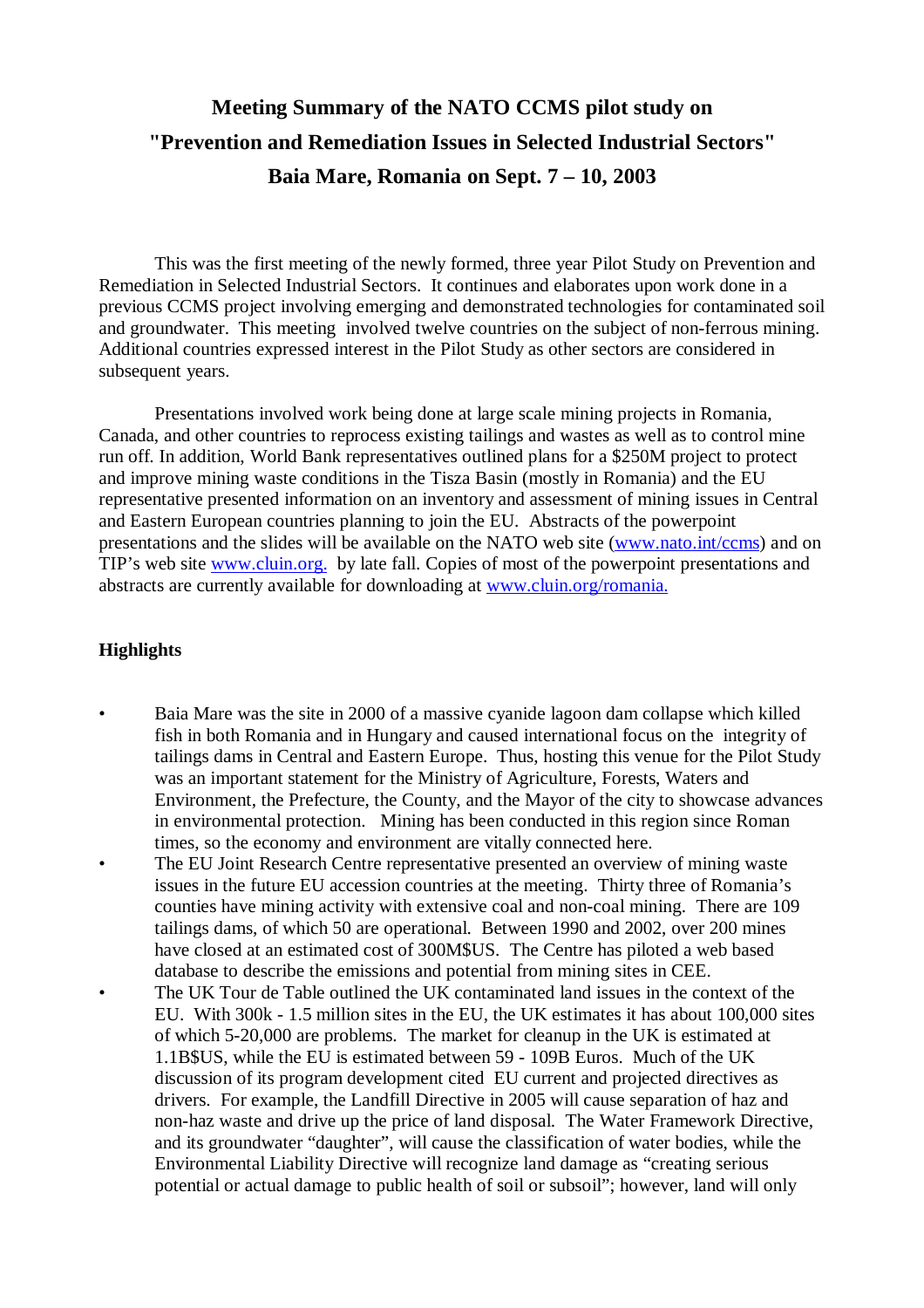# Meeting Summary of the NATO CCMS pilot study on "Prevention and Remediation Issues in Selected Industrial Sectors" Baia Mare, Romania on Sept. 7 – 10, 2003

This was the first meeting of the newly formed, three year Pilot Study on Prevention and Remediation in Selected Industrial Sectors. It continues and elaborates upon work done in a previous CCMS project involving emerging and demonstrated technologies for contaminated soil and groundwater. This meeting involved twelve countries on the subject of non-ferrous mining. Additional countries expressed interest in the Pilot Study as other sectors are considered in subsequent years.

Presentations involved work being done at large scale mining projects in Romania, Canada, and other countries to reprocess existing tailings and wastes as well as to control mine run off. In addition, World Bank representatives outlined plans for a \$250M project to protect and improve mining waste conditions in the Tisza Basin (mostly in Romania) and the EU representative presented information on an inventory and assessment of mining issues in Central and Eastern European countries planning to join the EU. Abstracts of the powerpoint presentations and the slides will be available on the NATO web site (www.nato.int/ccms) and on TIP's web site www.cluin.org. by late fall. Copies of most of the powerpoint presentations and abstracts are currently available for downloading at www.cluin.org/romania.

## Highlights

- Baia Mare was the site in 2000 of a massive cyanide lagoon dam collapse which killed fish in both Romania and in Hungary and caused international focus on the integrity of tailings dams in Central and Eastern Europe. Thus, hosting this venue for the Pilot Study was an important statement for the Ministry of Agriculture, Forests, Waters and Environment, the Prefecture, the County, and the Mayor of the city to showcase advances in environmental protection. Mining has been conducted in this region since Roman times, so the economy and environment are vitally connected here.
- The EU Joint Research Centre representative presented an overview of mining waste issues in the future EU accession countries at the meeting. Thirty three of Romania's counties have mining activity with extensive coal and non-coal mining. There are 109 tailings dams, of which 50 are operational. Between 1990 and 2002, over 200 mines have closed at an estimated cost of 300M\$US. The Centre has piloted a web based database to describe the emissions and potential from mining sites in CEE.
- The UK Tour de Table outlined the UK contaminated land issues in the context of the EU. With 300k - 1.5 million sites in the EU, the UK estimates it has about 100,000 sites of which 5-20,000 are problems. The market for cleanup in the UK is estimated at 1.1B\$US, while the EU is estimated between 59 - 109B Euros. Much of the UK discussion of its program development cited EU current and projected directives as drivers. For example, the Landfill Directive in 2005 will cause separation of haz and non-haz waste and drive up the price of land disposal. The Water Framework Directive, and its groundwater "daughter", will cause the classification of water bodies, while the Environmental Liability Directive will recognize land damage as "creating serious potential or actual damage to public health of soil or subsoil"; however, land will only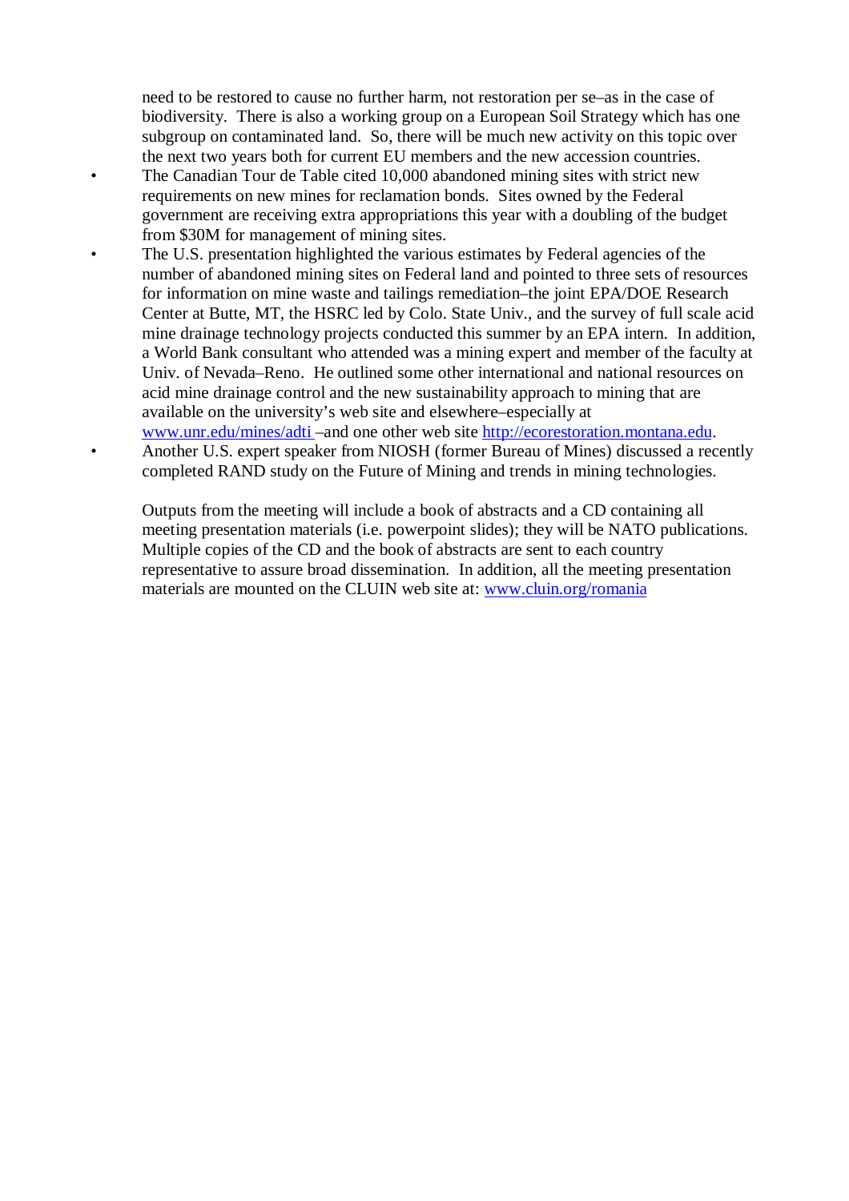need to be restored to cause no further harm, not restoration per se–as in the case of biodiversity. There is also a working group on a European Soil Strategy which has one subgroup on contaminated land. So, there will be much new activity on this topic over the next two years both for current EU members and the new accession countries.

- The Canadian Tour de Table cited 10,000 abandoned mining sites with strict new requirements on new mines for reclamation bonds. Sites owned by the Federal government are receiving extra appropriations this year with a doubling of the budget from $30M for management of mining sites.
- The U.S. presentation highlighted the various estimates by Federal agencies of the number of abandoned mining sites on Federal land and pointed to three sets of resources for information on mine waste and tailings remediation–the joint EPA/DOE Research Center at Butte, MT, the HSRC led by Colo. State Univ., and the survey of full scale acid mine drainage technology projects conducted this summer by an EPA intern. In addition, a World Bank consultant who attended was a mining expert and member of the faculty at Univ. of Nevada–Reno. He outlined some other international and national resources on acid mine drainage control and the new sustainability approach to mining that are available on the university's web site and elsewhere–especially at www.unr.edu/mines/adti –and one other web site http://ecorestoration.montana.edu.
- Another U.S. expert speaker from NIOSH (former Bureau of Mines) discussed a recently completed RAND study on the Future of Mining and trends in mining technologies.

Outputs from the meeting will include a book of abstracts and a CD containing all meeting presentation materials (i.e. powerpoint slides); they will be NATO publications. Multiple copies of the CD and the book of abstracts are sent to each country representative to assure broad dissemination. In addition, all the meeting presentation materials are mounted on the CLUIN web site at: www.cluin.org/romania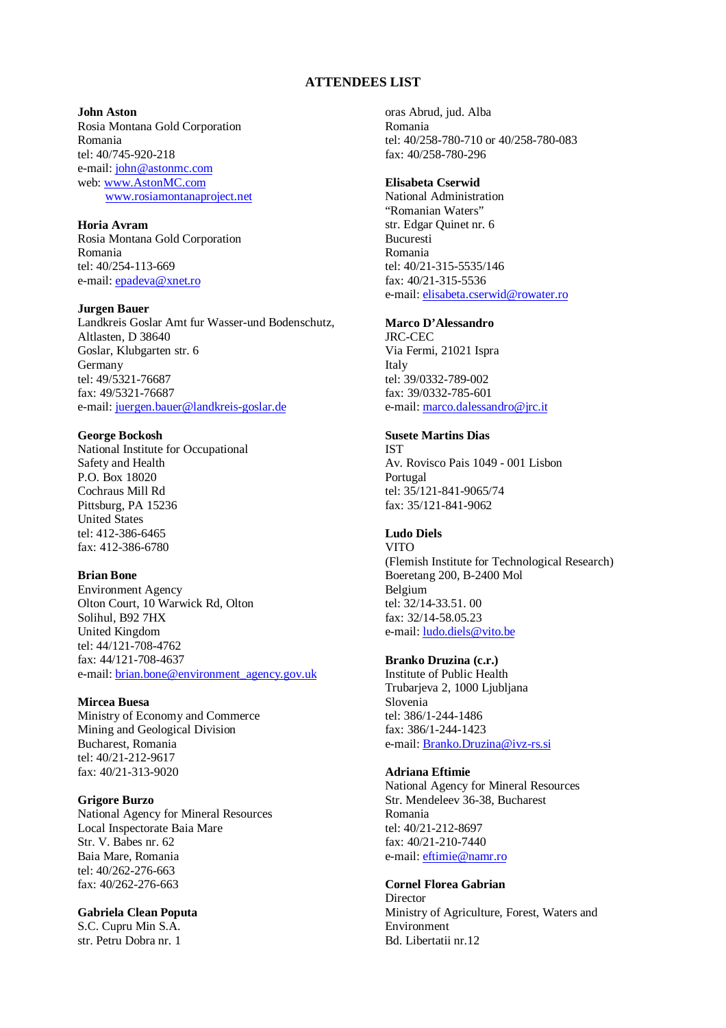## ATTENDEES LIST

**John Aston**
Rosia Montana Gold Corporation
Romania
tel: 40/745-920-218
e-mail: john@astonmc.com
web: www.AstonMC.com
www.rosiamontanaproject.net

**Horia Avram**
Rosia Montana Gold Corporation
Romania
tel: 40/254-113-669
e-mail: epadeva@xnet.ro

**Jurgen Bauer**
Landkreis Goslar Amt fur Wasser-und Bodenschutz,
Altlasten, D 38640
Goslar, Klubgarten str. 6
Germany
tel: 49/5321-76687
fax: 49/5321-76687
e-mail: juergen.bauer@landkreis-goslar.de

**George Bockosh**
National Institute for Occupational
Safety and Health
P.O. Box 18020
Cochraus Mill Rd
Pittsburg, PA 15236
United States
tel: 412-386-6465
fax: 412-386-6780

**Brian Bone**
Environment Agency
Olton Court, 10 Warwick Rd, Olton
Solihul, B92 7HX
United Kingdom
tel: 44/121-708-4762
fax: 44/121-708-4637
e-mail: brian.bone@environment_agency.gov.uk

**Mircea Buesa**
Ministry of Economy and Commerce
Mining and Geological Division
Bucharest, Romania
tel: 40/21-212-9617
fax: 40/21-313-9020

**Grigore Burzo**
National Agency for Mineral Resources
Local Inspectorate Baia Mare
Str. V. Babes nr. 62
Baia Mare, Romania
tel: 40/262-276-663
fax: 40/262-276-663

**Gabriela Clean Poputa**
S.C. Cupru Min S.A.
str. Petru Dobra nr. 1
oras Abrud, jud. Alba
Romania
tel: 40/258-780-710 or 40/258-780-083
fax: 40/258-780-296

**Elisabeta Cserwid**
National Administration
"Romanian Waters"
str. Edgar Quinet nr. 6
Bucuresti
Romania
tel: 40/21-315-5535/146
fax: 40/21-315-5536
e-mail: elisabeta.cserwid@rowater.ro

**Marco D'Alessandro**
JRC-CEC
Via Fermi, 21021 Ispra
Italy
tel: 39/0332-789-002
fax: 39/0332-785-601
e-mail: marco.dalessandro@jrc.it

**Susete Martins Dias**
IST
Av. Rovisco Pais 1049 - 001 Lisbon
Portugal
tel: 35/121-841-9065/74
fax: 35/121-841-9062

**Ludo Diels**
VITO
(Flemish Institute for Technological Research)
Boeretang 200, B-2400 Mol
Belgium
tel: 32/14-33.51. 00
fax: 32/14-58.05.23
e-mail: ludo.diels@vito.be

**Branko Druzina (c.r.)**
Institute of Public Health
Trubarjeva 2, 1000 Ljubljana
Slovenia
tel: 386/1-244-1486
fax: 386/1-244-1423
e-mail: Branko.Druzina@ivz-rs.si

**Adriana Eftimie**
National Agency for Mineral Resources
Str. Mendeleev 36-38, Bucharest
Romania
tel: 40/21-212-8697
fax: 40/21-210-7440
e-mail: eftimie@namr.ro

**Cornel Florea Gabrian**
Director
Ministry of Agriculture, Forest, Waters and
Environment
Bd. Libertatii nr.12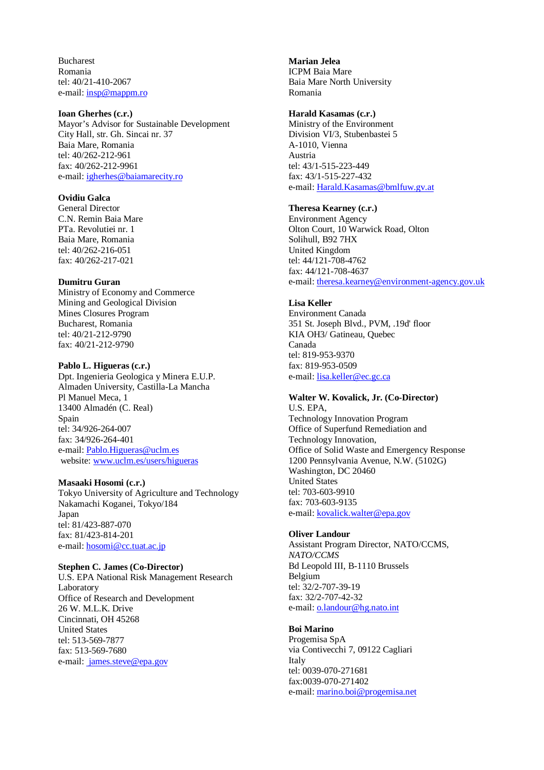Bucharest
Romania
tel: 40/21-410-2067
e-mail: insp@mappm.ro

**Ioan Gherhes (c.r.)**
Mayor's Advisor for Sustainable Development
City Hall, str. Gh. Sincai nr. 37
Baia Mare, Romania
tel: 40/262-212-961
fax: 40/262-212-9961
e-mail: igherhes@baiamarecity.ro

**Ovidiu Galca**
General Director
C.N. Remin Baia Mare
PTa. Revolutiei nr. 1
Baia Mare, Romania
tel: 40/262-216-051
fax: 40/262-217-021

**Dumitru Guran**
Ministry of Economy and Commerce
Mining and Geological Division
Mines Closures Program
Bucharest, Romania
tel: 40/21-212-9790
fax: 40/21-212-9790

**Pablo L. Higueras (c.r.)**
Dpt. Ingenieria Geologica y Minera E.U.P.
Almaden University, Castilla-La Mancha
Pl Manuel Meca, 1
13400 Almadén (C. Real)
Spain
tel: 34/926-264-007
fax: 34/926-264-401
e-mail: Pablo.Higueras@uclm.es
website: www.uclm.es/users/higueras

**Masaaki Hosomi (c.r.)**
Tokyo University of Agriculture and Technology
Nakamachi Koganei, Tokyo/184
Japan
tel: 81/423-887-070
fax: 81/423-814-201
e-mail: hosomi@cc.tuat.ac.jp

**Stephen C. James (Co-Director)**
U.S. EPA National Risk Management Research Laboratory
Office of Research and Development
26 W. M.L.K. Drive
Cincinnati, OH 45268
United States
tel: 513-569-7877
fax: 513-569-7680
e-mail: james.steve@epa.gov

**Marian Jelea**
ICPM Baia Mare
Baia Mare North University
Romania

**Harald Kasamas (c.r.)**
Ministry of the Environment
Division VI/3, Stubenbastei 5
A-1010, Vienna
Austria
tel: 43/1-515-223-449
fax: 43/1-515-227-432
e-mail: Harald.Kasamas@bmlfuw.gv.at

**Theresa Kearney (c.r.)**
Environment Agency
Olton Court, 10 Warwick Road, Olton
Solihull, B92 7HX
United Kingdom
tel: 44/121-708-4762
fax: 44/121-708-4637
e-mail: theresa.kearney@environment-agency.gov.uk

**Lisa Keller**
Environment Canada
351 St. Joseph Blvd., PVM, .19d' floor
KIA OH3/ Gatineau, Quebec
Canada
tel: 819-953-9370
fax: 819-953-0509
e-mail: lisa.keller@ec.gc.ca

**Walter W. Kovalick, Jr. (Co-Director)**
U.S. EPA,
Technology Innovation Program
Office of Superfund Remediation and Technology Innovation,
Office of Solid Waste and Emergency Response
1200 Pennsylvania Avenue, N.W. (5102G)
Washington, DC 20460
United States
tel: 703-603-9910
fax: 703-603-9135
e-mail: kovalick.walter@epa.gov

**Oliver Landour**
Assistant Program Director, NATO/CCMS,
*NATO/CCMS*
Bd Leopold III, B-1110 Brussels
Belgium
tel: 32/2-707-39-19
fax: 32/2-707-42-32
e-mail: o.landour@hg.nato.int

**Boi Marino**
Progemisa SpA
via Contivecchi 7, 09122 Cagliari
Italy
tel: 0039-070-271681
fax:0039-070-271402
e-mail: marino.boi@progemisa.net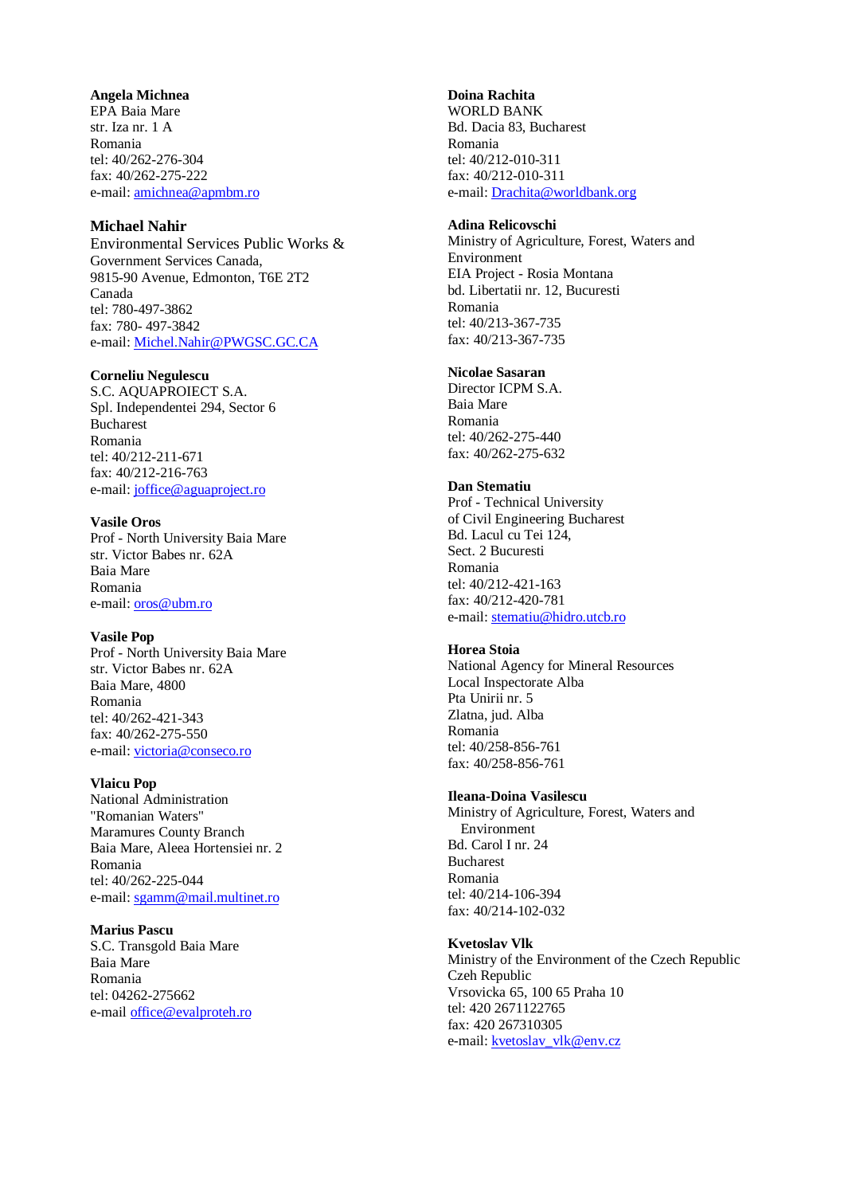**Angela Michnea**
EPA Baia Mare
str. Iza nr. 1 A
Romania
tel: 40/262-276-304
fax: 40/262-275-222
e-mail: amichnea@apmbm.ro

**Michael Nahir**
Environmental Services Public Works &
Government Services Canada,
9815-90 Avenue, Edmonton, T6E 2T2
Canada
tel: 780-497-3862
fax: 780- 497-3842
e-mail: Michel.Nahir@PWGSC.GC.CA

**Corneliu Negulescu**
S.C. AQUAPROIECT S.A.
Spl. Independentei 294, Sector 6
Bucharest
Romania
tel: 40/212-211-671
fax: 40/212-216-763
e-mail: joffice@aguaproject.ro

**Vasile Oros**
Prof - North University Baia Mare
str. Victor Babes nr. 62A
Baia Mare
Romania
e-mail: oros@ubm.ro

**Vasile Pop**
Prof - North University Baia Mare
str. Victor Babes nr. 62A
Baia Mare, 4800
Romania
tel: 40/262-421-343
fax: 40/262-275-550
e-mail: victoria@conseco.ro

**Vlaicu Pop**
National Administration
"Romanian Waters"
Maramures County Branch
Baia Mare, Aleea Hortensiei nr. 2
Romania
tel: 40/262-225-044
e-mail: sgamm@mail.multinet.ro

**Marius Pascu**
S.C. Transgold Baia Mare
Baia Mare
Romania
tel: 04262-275662
e-mail office@evalproteh.ro

**Doina Rachita**
WORLD BANK
Bd. Dacia 83, Bucharest
Romania
tel: 40/212-010-311
fax: 40/212-010-311
e-mail: Drachita@worldbank.org

**Adina Relicovschi**
Ministry of Agriculture, Forest, Waters and
Environment
EIA Project - Rosia Montana
bd. Libertatii nr. 12, Bucuresti
Romania
tel: 40/213-367-735
fax: 40/213-367-735

**Nicolae Sasaran**
Director ICPM S.A.
Baia Mare
Romania
tel: 40/262-275-440
fax: 40/262-275-632

**Dan Stematiu**
Prof - Technical University
of Civil Engineering Bucharest
Bd. Lacul cu Tei 124,
Sect. 2 Bucuresti
Romania
tel: 40/212-421-163
fax: 40/212-420-781
e-mail: stematiu@hidro.utcb.ro

**Horea Stoia**
National Agency for Mineral Resources
Local Inspectorate Alba
Pta Unirii nr. 5
Zlatna, jud. Alba
Romania
tel: 40/258-856-761
fax: 40/258-856-761

**Ileana-Doina Vasilescu**
Ministry of Agriculture, Forest, Waters and
Environment
Bd. Carol I nr. 24
Bucharest
Romania
tel: 40/214-106-394
fax: 40/214-102-032

**Kvetoslav Vlk**
Ministry of the Environment of the Czech Republic
Czech Republic
Vrsovicka 65, 100 65 Praha 10
tel: 420 2671122765
fax: 420 267310305
e-mail: kvetoslav_vlk@env.cz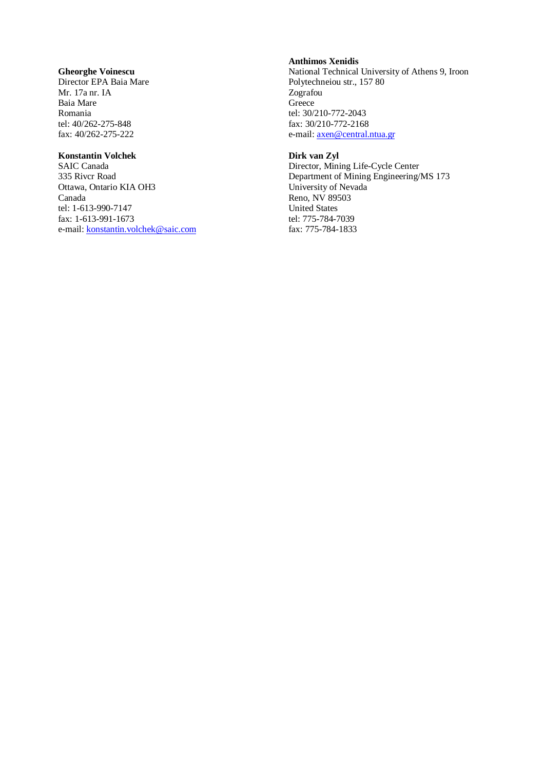**Gheorghe Voinescu**
Director EPA Baia Mare
Mr. 17a nr. IA
Baia Mare
Romania
tel: 40/262-275-848
fax: 40/262-275-222

**Konstantin Volchek**
SAIC Canada
335 Rivcr Road
Ottawa, Ontario KIA OH3
Canada
tel: 1-613-990-7147
fax: 1-613-991-1673
e-mail: konstantin.volchek@saic.com

**Anthimos Xenidis**
National Technical University of Athens 9, Iroon Polytechneiou str., 157 80
Zografou
Greece
tel: 30/210-772-2043
fax: 30/210-772-2168
e-mail: axen@central.ntua.gr

**Dirk van Zyl**
Director, Mining Life-Cycle Center
Department of Mining Engineering/MS 173
University of Nevada
Reno, NV 89503
United States
tel: 775-784-7039
fax: 775-784-1833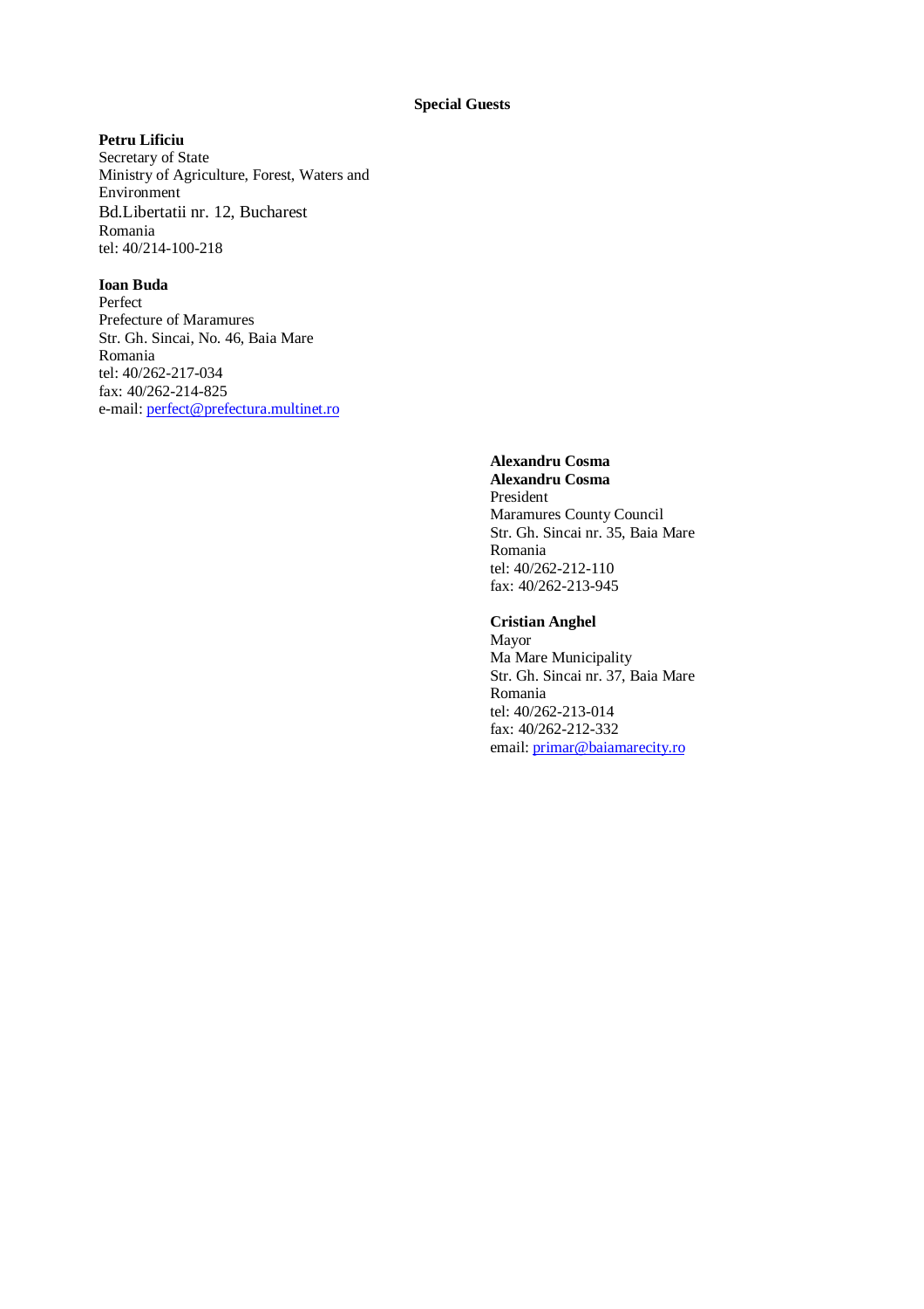**Special Guests**

**Petru Lificiu**
Secretary of State
Ministry of Agriculture, Forest, Waters and Environment
Bd.Libertatii nr. 12, Bucharest
Romania
tel: 40/214-100-218

**Ioan Buda**
Perfect
Prefecture of Maramures
Str. Gh. Sincai, No. 46, Baia Mare
Romania
tel: 40/262-217-034
fax: 40/262-214-825
e-mail: perfect@prefectura.multinet.ro

**Alexandru Cosma**
**Alexandru Cosma**
President
Maramures County Council
Str. Gh. Sincai nr. 35, Baia Mare
Romania
tel: 40/262-212-110
fax: 40/262-213-945

**Cristian Anghel**
Mayor
Ma Mare Municipality
Str. Gh. Sincai nr. 37, Baia Mare
Romania
tel: 40/262-213-014
fax: 40/262-212-332
email: primar@baiamarecity.ro